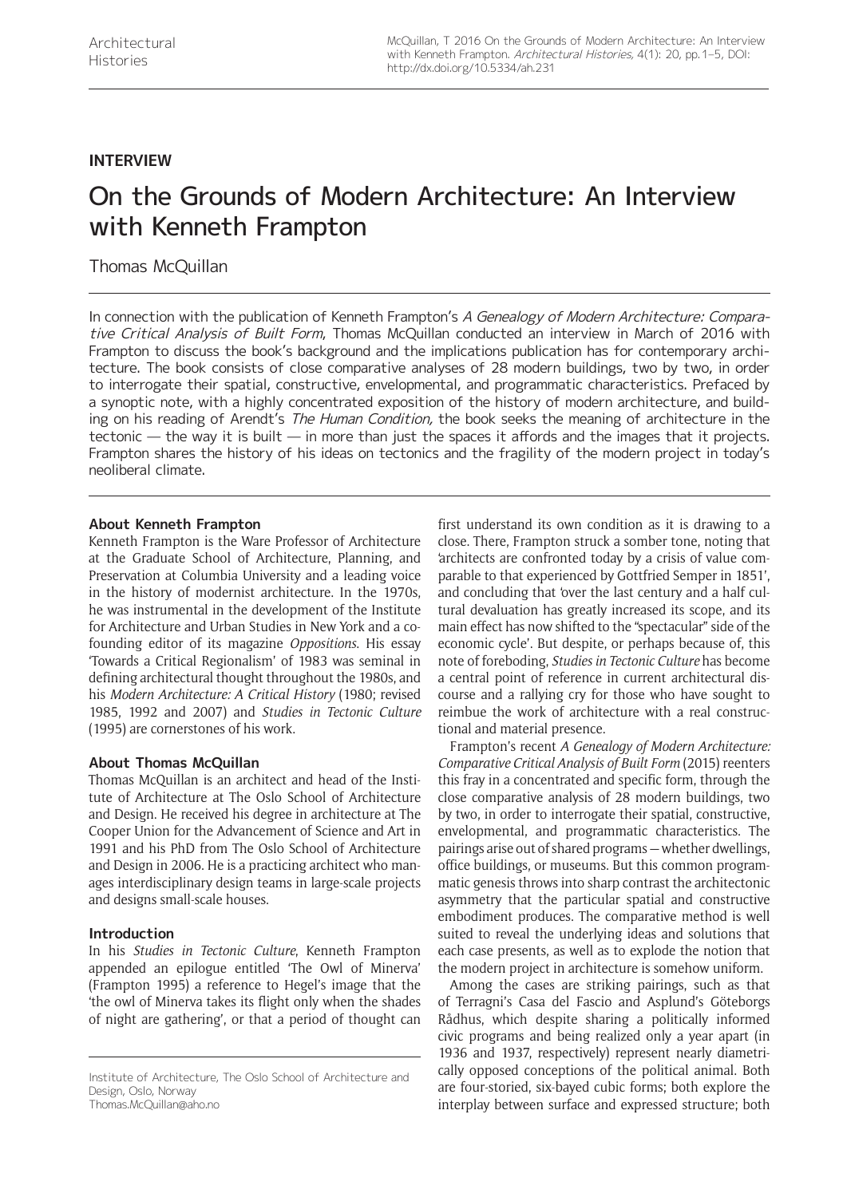**INTERVIEW**

# On the Grounds of Modern Architecture: An Interview with Kenneth Frampton

Thomas McQuillan

In connection with the publication of Kenneth Frampton's *A Genealogy of Modern Architecture: Comparative Critical Analysis of Built Form*, Thomas McQuillan conducted an interview in March of 2016 with Frampton to discuss the book's background and the implications publication has for contemporary architecture. The book consists of close comparative analyses of 28 modern buildings, two by two, in order to interrogate their spatial, constructive, envelopmental, and programmatic characteristics. Prefaced by a synoptic note, with a highly concentrated exposition of the history of modern architecture, and building on his reading of Arendt's *The Human Condition,* the book seeks the meaning of architecture in the tectonic — the way it is built — in more than just the spaces it affords and the images that it projects. Frampton shares the history of his ideas on tectonics and the fragility of the modern project in today's neoliberal climate.

### About Kenneth Frampton

Kenneth Frampton is the Ware Professor of Architecture at the Graduate School of Architecture, Planning, and Preservation at Columbia University and a leading voice in the history of modernist architecture. In the 1970s, he was instrumental in the development of the Institute for Architecture and Urban Studies in New York and a co-founding editor of its magazine *Oppositions*. His essay 'Towards a Critical Regionalism' of 1983 was seminal in defining architectural thought throughout the 1980s, and his *Modern Architecture: A Critical History* (1980; revised 1985, 1992 and 2007) and *Studies in Tectonic Culture* (1995) are cornerstones of his work.

### About Thomas McQuillan

Thomas McQuillan is an architect and head of the Institute of Architecture at The Oslo School of Architecture and Design. He received his degree in architecture at The Cooper Union for the Advancement of Science and Art in 1991 and his PhD from The Oslo School of Architecture and Design in 2006. He is a practicing architect who manages interdisciplinary design teams in large-scale projects and designs small-scale houses.

### Introduction

In his *Studies in Tectonic Culture*, Kenneth Frampton appended an epilogue entitled 'The Owl of Minerva' (Frampton 1995) a reference to Hegel's image that the 'the owl of Minerva takes its flight only when the shades of night are gathering', or that a period of thought can first understand its own condition as it is drawing to a close. There, Frampton struck a somber tone, noting that 'architects are confronted today by a crisis of value comparable to that experienced by Gottfried Semper in 1851', and concluding that 'over the last century and a half cultural devaluation has greatly increased its scope, and its main effect has now shifted to the "spectacular" side of the economic cycle'. But despite, or perhaps because of, this note of foreboding, *Studies in Tectonic Culture* has become a central point of reference in current architectural discourse and a rallying cry for those who have sought to reimbue the work of architecture with a real constructional and material presence.

Frampton's recent *A Genealogy of Modern Architecture: Comparative Critical Analysis of Built Form* (2015) reenters this fray in a concentrated and specific form, through the close comparative analysis of 28 modern buildings, two by two, in order to interrogate their spatial, constructive, envelopmental, and programmatic characteristics. The pairings arise out of shared programs — whether dwellings, office buildings, or museums. But this common programmatic genesis throws into sharp contrast the architectonic asymmetry that the particular spatial and constructive embodiment produces. The comparative method is well suited to reveal the underlying ideas and solutions that each case presents, as well as to explode the notion that the modern project in architecture is somehow uniform.

Among the cases are striking pairings, such as that of Terragni's Casa del Fascio and Asplund's Göteborgs Rådhus, which despite sharing a politically informed civic programs and being realized only a year apart (in 1936 and 1937, respectively) represent nearly diametrically opposed conceptions of the political animal. Both are four-storied, six-bayed cubic forms; both explore the interplay between surface and expressed structure; both

Institute of Architecture, The Oslo School of Architecture and Design, Oslo, Norway
Thomas.McQuillan@aho.no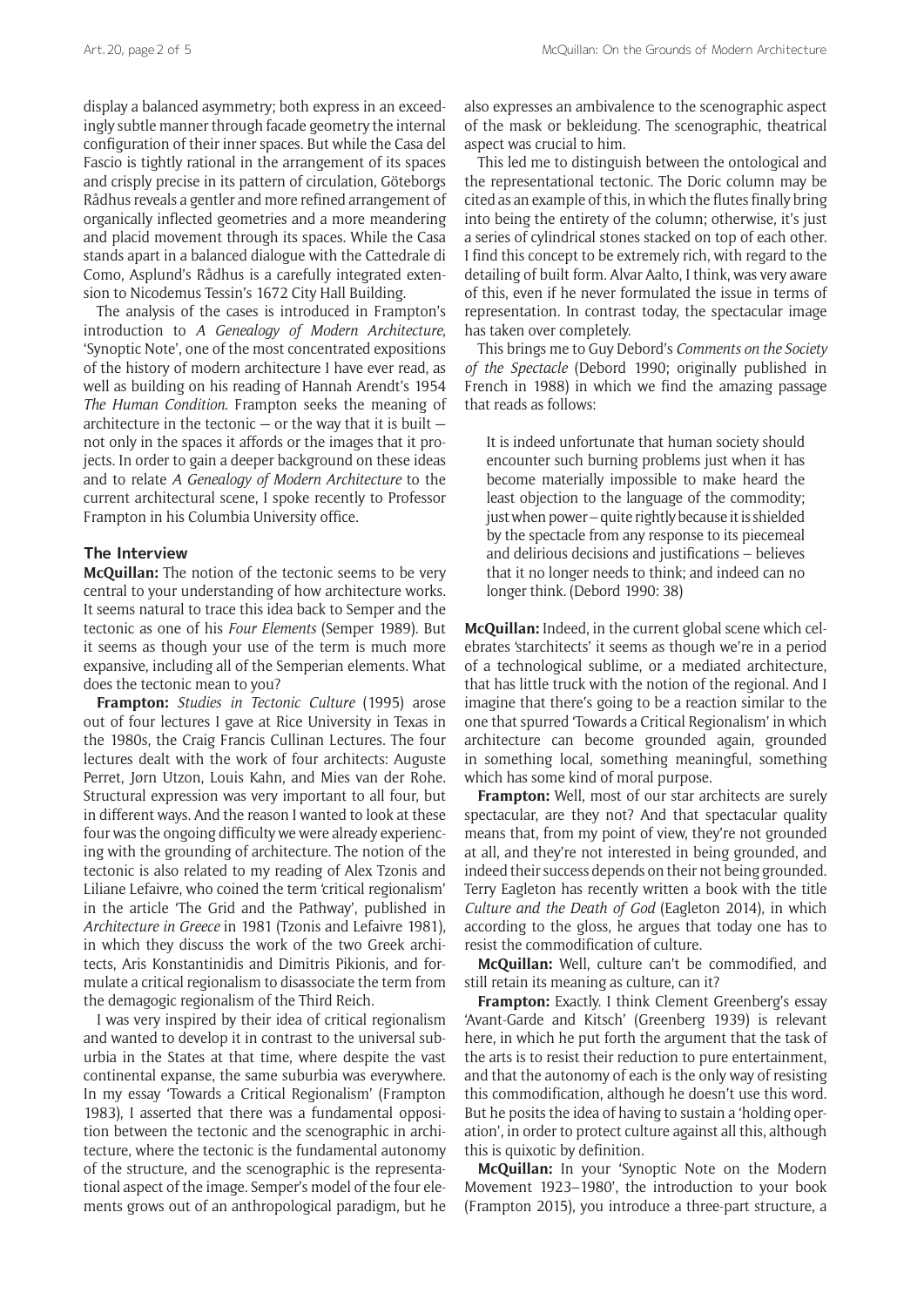display a balanced asymmetry; both express in an exceedingly subtle manner through facade geometry the internal configuration of their inner spaces. But while the Casa del Fascio is tightly rational in the arrangement of its spaces and crisply precise in its pattern of circulation, Göteborgs Rådhus reveals a gentler and more refined arrangement of organically inflected geometries and a more meandering and placid movement through its spaces. While the Casa stands apart in a balanced dialogue with the Cattedrale di Como, Asplund's Rådhus is a carefully integrated extension to Nicodemus Tessin's 1672 City Hall Building.

The analysis of the cases is introduced in Frampton's introduction to *A Genealogy of Modern Architecture*, 'Synoptic Note', one of the most concentrated expositions of the history of modern architecture I have ever read, as well as building on his reading of Hannah Arendt's 1954 *The Human Condition*. Frampton seeks the meaning of architecture in the tectonic — or the way that it is built — not only in the spaces it affords or the images that it projects. In order to gain a deeper background on these ideas and to relate *A Genealogy of Modern Architecture* to the current architectural scene, I spoke recently to Professor Frampton in his Columbia University office.

## The Interview

**McQuillan:** The notion of the tectonic seems to be very central to your understanding of how architecture works. It seems natural to trace this idea back to Semper and the tectonic as one of his *Four Elements* (Semper 1989). But it seems as though your use of the term is much more expansive, including all of the Semperian elements. What does the tectonic mean to you?

**Frampton:** *Studies in Tectonic Culture* (1995) arose out of four lectures I gave at Rice University in Texas in the 1980s, the Craig Francis Cullinan Lectures. The four lectures dealt with the work of four architects: Auguste Perret, Jørn Utzon, Louis Kahn, and Mies van der Rohe. Structural expression was very important to all four, but in different ways. And the reason I wanted to look at these four was the ongoing difficulty we were already experiencing with the grounding of architecture. The notion of the tectonic is also related to my reading of Alex Tzonis and Liliane Lefaivre, who coined the term 'critical regionalism' in the article 'The Grid and the Pathway', published in *Architecture in Greece* in 1981 (Tzonis and Lefaivre 1981), in which they discuss the work of the two Greek architects, Aris Konstantinidis and Dimitris Pikionis, and formulate a critical regionalism to disassociate the term from the demagogic regionalism of the Third Reich.

I was very inspired by their idea of critical regionalism and wanted to develop it in contrast to the universal suburbia in the States at that time, where despite the vast continental expanse, the same suburbia was everywhere. In my essay 'Towards a Critical Regionalism' (Frampton 1983), I asserted that there was a fundamental opposition between the tectonic and the scenographic in architecture, where the tectonic is the fundamental autonomy of the structure, and the scenographic is the representational aspect of the image. Semper's model of the four elements grows out of an anthropological paradigm, but he also expresses an ambivalence to the scenographic aspect of the mask or bekleidung. The scenographic, theatrical aspect was crucial to him.

This led me to distinguish between the ontological and the representational tectonic. The Doric column may be cited as an example of this, in which the flutes finally bring into being the entirety of the column; otherwise, it's just a series of cylindrical stones stacked on top of each other. I find this concept to be extremely rich, with regard to the detailing of built form. Alvar Aalto, I think, was very aware of this, even if he never formulated the issue in terms of representation. In contrast today, the spectacular image has taken over completely.

This brings me to Guy Debord's *Comments on the Society of the Spectacle* (Debord 1990; originally published in French in 1988) in which we find the amazing passage that reads as follows:

> It is indeed unfortunate that human society should encounter such burning problems just when it has become materially impossible to make heard the least objection to the language of the commodity; just when power – quite rightly because it is shielded by the spectacle from any response to its piecemeal and delirious decisions and justifications – believes that it no longer needs to think; and indeed can no longer think. (Debord 1990: 38)

**McQuillan:** Indeed, in the current global scene which celebrates 'starchitects' it seems as though we're in a period of a technological sublime, or a mediated architecture, that has little truck with the notion of the regional. And I imagine that there's going to be a reaction similar to the one that spurred 'Towards a Critical Regionalism' in which architecture can become grounded again, grounded in something local, something meaningful, something which has some kind of moral purpose.

**Frampton:** Well, most of our star architects are surely spectacular, are they not? And that spectacular quality means that, from my point of view, they're not grounded at all, and they're not interested in being grounded, and indeed their success depends on their not being grounded. Terry Eagleton has recently written a book with the title *Culture and the Death of God* (Eagleton 2014), in which according to the gloss, he argues that today one has to resist the commodification of culture.

**McQuillan:** Well, culture can't be commodified, and still retain its meaning as culture, can it?

**Frampton:** Exactly. I think Clement Greenberg's essay 'Avant-Garde and Kitsch' (Greenberg 1939) is relevant here, in which he put forth the argument that the task of the arts is to resist their reduction to pure entertainment, and that the autonomy of each is the only way of resisting this commodification, although he doesn't use this word. But he posits the idea of having to sustain a 'holding operation', in order to protect culture against all this, although this is quixotic by definition.

**McQuillan:** In your 'Synoptic Note on the Modern Movement 1923–1980', the introduction to your book (Frampton 2015), you introduce a three-part structure, a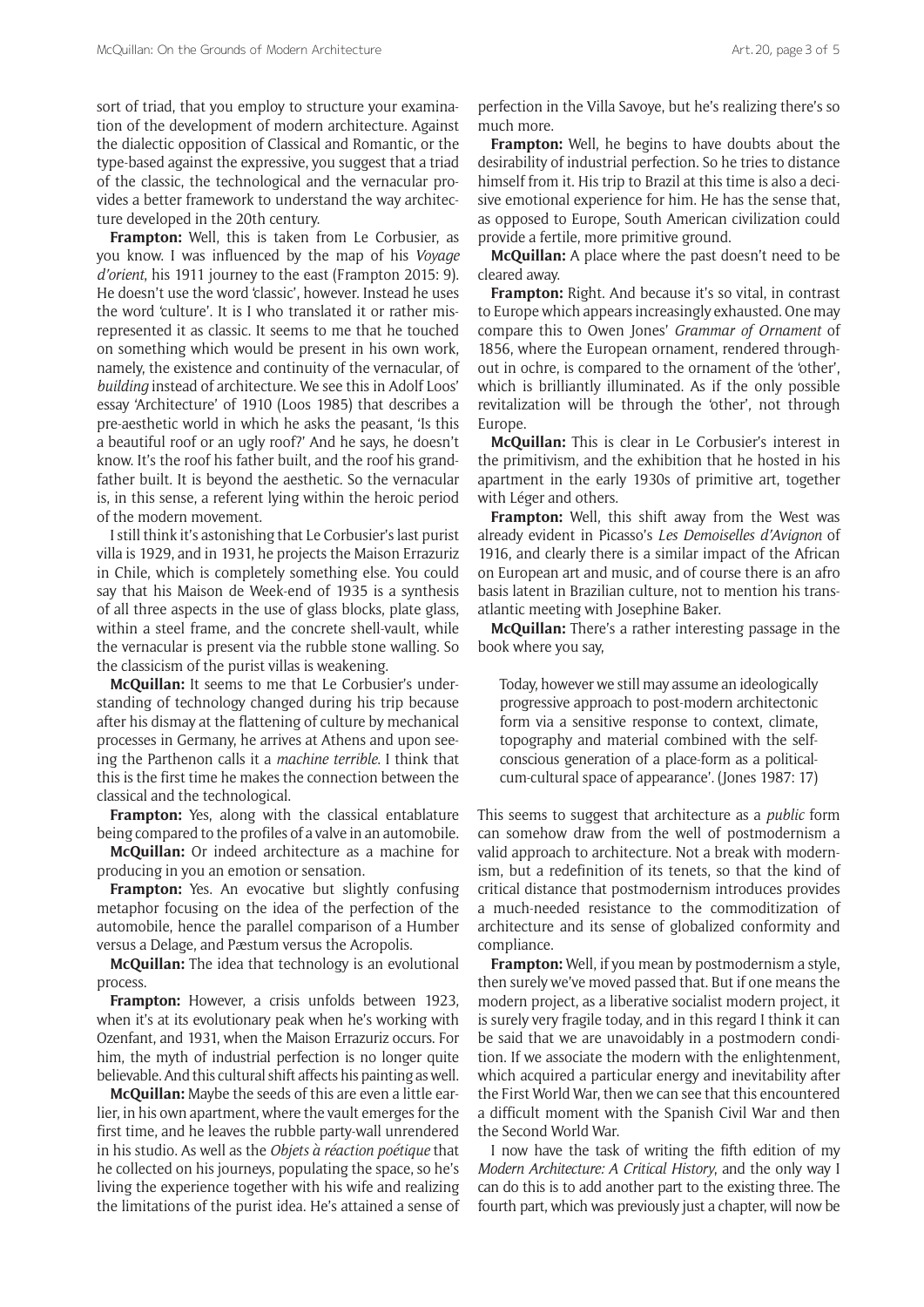sort of triad, that you employ to structure your examination of the development of modern architecture. Against the dialectic opposition of Classical and Romantic, or the type-based against the expressive, you suggest that a triad of the classic, the technological and the vernacular provides a better framework to understand the way architecture developed in the 20th century.

**Frampton:** Well, this is taken from Le Corbusier, as you know. I was influenced by the map of his *Voyage d'orient*, his 1911 journey to the east (Frampton 2015: 9). He doesn't use the word 'classic', however. Instead he uses the word 'culture'. It is I who translated it or rather misrepresented it as classic. It seems to me that he touched on something which would be present in his own work, namely, the existence and continuity of the vernacular, of *building* instead of architecture. We see this in Adolf Loos' essay 'Architecture' of 1910 (Loos 1985) that describes a pre-aesthetic world in which he asks the peasant, 'Is this a beautiful roof or an ugly roof?' And he says, he doesn't know. It's the roof his father built, and the roof his grandfather built. It is beyond the aesthetic. So the vernacular is, in this sense, a referent lying within the heroic period of the modern movement.

I still think it's astonishing that Le Corbusier's last purist villa is 1929, and in 1931, he projects the Maison Errazuriz in Chile, which is completely something else. You could say that his Maison de Week-end of 1935 is a synthesis of all three aspects in the use of glass blocks, plate glass, within a steel frame, and the concrete shell-vault, while the vernacular is present via the rubble stone walling. So the classicism of the purist villas is weakening.

**McQuillan:** It seems to me that Le Corbusier's understanding of technology changed during his trip because after his dismay at the flattening of culture by mechanical processes in Germany, he arrives at Athens and upon seeing the Parthenon calls it a *machine terrible*. I think that this is the first time he makes the connection between the classical and the technological.

**Frampton:** Yes, along with the classical entablature being compared to the profiles of a valve in an automobile.

**McQuillan:** Or indeed architecture as a machine for producing in you an emotion or sensation.

**Frampton:** Yes. An evocative but slightly confusing metaphor focusing on the idea of the perfection of the automobile, hence the parallel comparison of a Humber versus a Delage, and Pæstum versus the Acropolis.

**McQuillan:** The idea that technology is an evolutional process.

**Frampton:** However, a crisis unfolds between 1923, when it's at its evolutionary peak when he's working with Ozenfant, and 1931, when the Maison Errazuriz occurs. For him, the myth of industrial perfection is no longer quite believable. And this cultural shift affects his painting as well.

**McQuillan:** Maybe the seeds of this are even a little earlier, in his own apartment, where the vault emerges for the first time, and he leaves the rubble party-wall unrendered in his studio. As well as the *Objets à réaction poétique* that he collected on his journeys, populating the space, so he's living the experience together with his wife and realizing the limitations of the purist idea. He's attained a sense of perfection in the Villa Savoye, but he's realizing there's so much more.

**Frampton:** Well, he begins to have doubts about the desirability of industrial perfection. So he tries to distance himself from it. His trip to Brazil at this time is also a decisive emotional experience for him. He has the sense that, as opposed to Europe, South American civilization could provide a fertile, more primitive ground.

**McQuillan:** A place where the past doesn't need to be cleared away.

**Frampton:** Right. And because it's so vital, in contrast to Europe which appears increasingly exhausted. One may compare this to Owen Jones' *Grammar of Ornament* of 1856, where the European ornament, rendered throughout in ochre, is compared to the ornament of the 'other', which is brilliantly illuminated. As if the only possible revitalization will be through the 'other', not through Europe.

**McQuillan:** This is clear in Le Corbusier's interest in the primitivism, and the exhibition that he hosted in his apartment in the early 1930s of primitive art, together with Léger and others.

**Frampton:** Well, this shift away from the West was already evident in Picasso's *Les Demoiselles d'Avignon* of 1916, and clearly there is a similar impact of the African on European art and music, and of course there is an afro basis latent in Brazilian culture, not to mention his transatlantic meeting with Josephine Baker.

**McQuillan:** There's a rather interesting passage in the book where you say,

> Today, however we still may assume an ideologically progressive approach to post-modern architectonic form via a sensitive response to context, climate, topography and material combined with the self-conscious generation of a place-form as a political-cum-cultural space of appearance'. (Jones 1987: 17)

This seems to suggest that architecture as a *public* form can somehow draw from the well of postmodernism a valid approach to architecture. Not a break with modernism, but a redefinition of its tenets, so that the kind of critical distance that postmodernism introduces provides a much-needed resistance to the commoditization of architecture and its sense of globalized conformity and compliance.

**Frampton:** Well, if you mean by postmodernism a style, then surely we've moved passed that. But if one means the modern project, as a liberative socialist modern project, it is surely very fragile today, and in this regard I think it can be said that we are unavoidably in a postmodern condition. If we associate the modern with the enlightenment, which acquired a particular energy and inevitability after the First World War, then we can see that this encountered a difficult moment with the Spanish Civil War and then the Second World War.

I now have the task of writing the fifth edition of my *Modern Architecture: A Critical History*, and the only way I can do this is to add another part to the existing three. The fourth part, which was previously just a chapter, will now be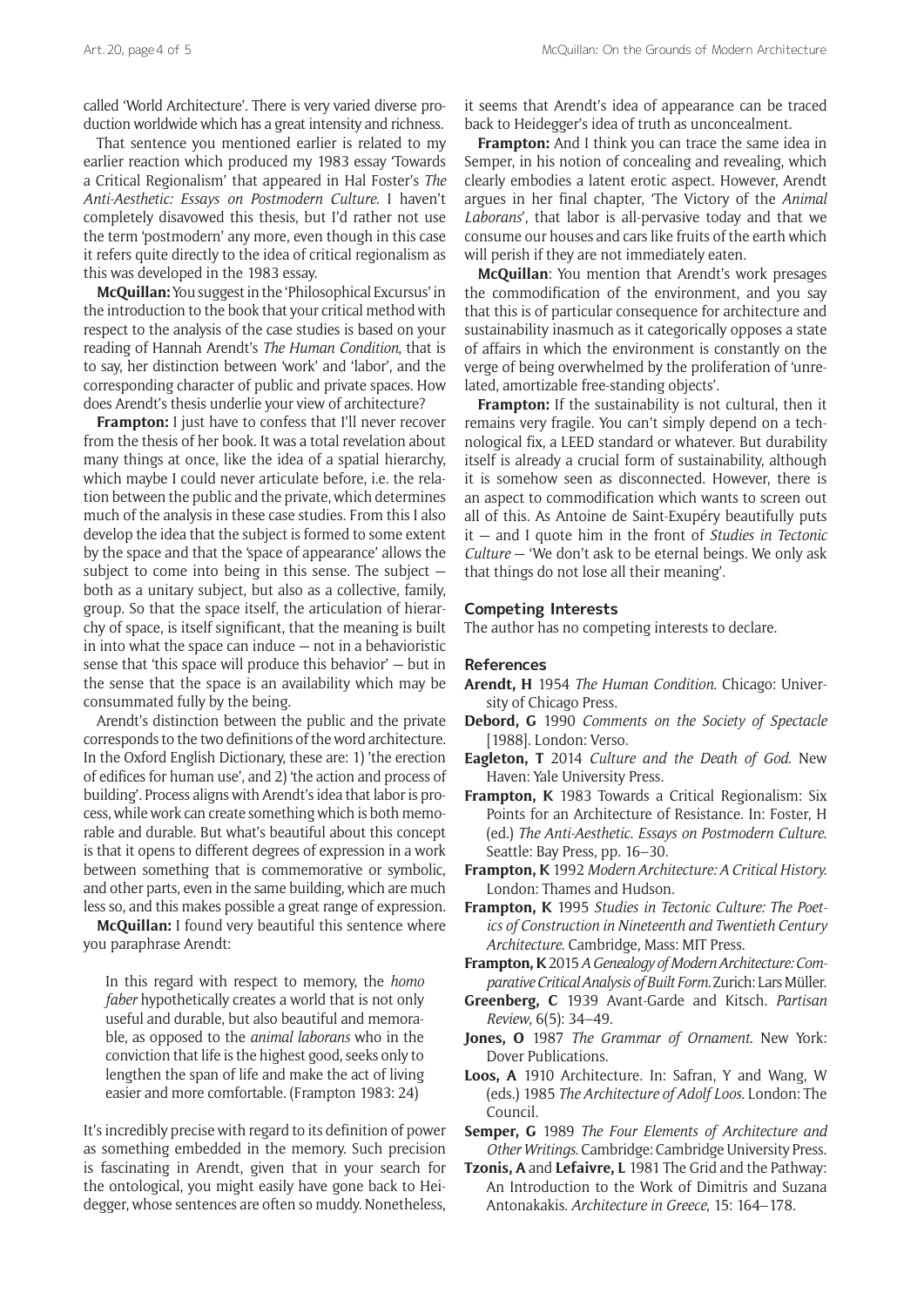called 'World Architecture'. There is very varied diverse production worldwide which has a great intensity and richness.

That sentence you mentioned earlier is related to my earlier reaction which produced my 1983 essay 'Towards a Critical Regionalism' that appeared in Hal Foster's *The Anti-Aesthetic: Essays on Postmodern Culture*. I haven't completely disavowed this thesis, but I'd rather not use the term 'postmodern' any more, even though in this case it refers quite directly to the idea of critical regionalism as this was developed in the 1983 essay.

**McQuillan:** You suggest in the 'Philosophical Excursus' in the introduction to the book that your critical method with respect to the analysis of the case studies is based on your reading of Hannah Arendt's *The Human Condition*, that is to say, her distinction between 'work' and 'labor', and the corresponding character of public and private spaces. How does Arendt's thesis underlie your view of architecture?

**Frampton:** I just have to confess that I'll never recover from the thesis of her book. It was a total revelation about many things at once, like the idea of a spatial hierarchy, which maybe I could never articulate before, i.e. the relation between the public and the private, which determines much of the analysis in these case studies. From this I also develop the idea that the subject is formed to some extent by the space and that the 'space of appearance' allows the subject to come into being in this sense. The subject — both as a unitary subject, but also as a collective, family, group. So that the space itself, the articulation of hierarchy of space, is itself significant, that the meaning is built in into what the space can induce — not in a behavioristic sense that 'this space will produce this behavior' — but in the sense that the space is an availability which may be consummated fully by the being.

Arendt's distinction between the public and the private corresponds to the two definitions of the word architecture. In the Oxford English Dictionary, these are: 1) 'the erection of edifices for human use', and 2) 'the action and process of building'. Process aligns with Arendt's idea that labor is process, while work can create something which is both memorable and durable. But what's beautiful about this concept is that it opens to different degrees of expression in a work between something that is commemorative or symbolic, and other parts, even in the same building, which are much less so, and this makes possible a great range of expression.

**McQuillan:** I found very beautiful this sentence where you paraphrase Arendt:

> In this regard with respect to memory, the *homo faber* hypothetically creates a world that is not only useful and durable, but also beautiful and memorable, as opposed to the *animal laborans* who in the conviction that life is the highest good, seeks only to lengthen the span of life and make the act of living easier and more comfortable. (Frampton 1983: 24)

It's incredibly precise with regard to its definition of power as something embedded in the memory. Such precision is fascinating in Arendt, given that in your search for the ontological, you might easily have gone back to Heidegger, whose sentences are often so muddy. Nonetheless, it seems that Arendt's idea of appearance can be traced back to Heidegger's idea of truth as unconcealment.

**Frampton:** And I think you can trace the same idea in Semper, in his notion of concealing and revealing, which clearly embodies a latent erotic aspect. However, Arendt argues in her final chapter, 'The Victory of the *Animal Laborans*', that labor is all-pervasive today and that we consume our houses and cars like fruits of the earth which will perish if they are not immediately eaten.

**McQuillan**: You mention that Arendt's work presages the commodification of the environment, and you say that this is of particular consequence for architecture and sustainability inasmuch as it categorically opposes a state of affairs in which the environment is constantly on the verge of being overwhelmed by the proliferation of 'unrelated, amortizable free-standing objects'.

**Frampton:** If the sustainability is not cultural, then it remains very fragile. You can't simply depend on a technological fix, a LEED standard or whatever. But durability itself is already a crucial form of sustainability, although it is somehow seen as disconnected. However, there is an aspect to commodification which wants to screen out all of this. As Antoine de Saint-Exupéry beautifully puts it — and I quote him in the front of *Studies in Tectonic Culture* — 'We don't ask to be eternal beings. We only ask that things do not lose all their meaning'.

## Competing Interests

The author has no competing interests to declare.

## References

**Arendt, H** 1954 *The Human Condition*. Chicago: University of Chicago Press.

**Debord, G** 1990 *Comments on the Society of Spectacle* [1988]. London: Verso.

**Eagleton, T** 2014 *Culture and the Death of God*. New Haven: Yale University Press.

**Frampton, K** 1983 Towards a Critical Regionalism: Six Points for an Architecture of Resistance. In: Foster, H (ed.) *The Anti-Aesthetic. Essays on Postmodern Culture*. Seattle: Bay Press, pp. 16–30.

**Frampton, K** 1992 *Modern Architecture: A Critical History*. London: Thames and Hudson.

**Frampton, K** 1995 *Studies in Tectonic Culture: The Poetics of Construction in Nineteenth and Twentieth Century Architecture*. Cambridge, Mass: MIT Press.

**Frampton, K** 2015 *A Genealogy of Modern Architecture: Comparative Critical Analysis of Built Form*. Zurich: Lars Müller.

**Greenberg, C** 1939 Avant-Garde and Kitsch. *Partisan Review*, 6(5): 34–49.

**Jones, O** 1987 *The Grammar of Ornament*. New York: Dover Publications.

**Loos, A** 1910 Architecture. In: Safran, Y and Wang, W (eds.) 1985 *The Architecture of Adolf Loos*. London: The Council.

**Semper, G** 1989 *The Four Elements of Architecture and Other Writings*. Cambridge: Cambridge University Press.

**Tzonis, A** and **Lefaivre, L** 1981 The Grid and the Pathway: An Introduction to the Work of Dimitris and Suzana Antonakakis. *Architecture in Greece*, 15: 164–178.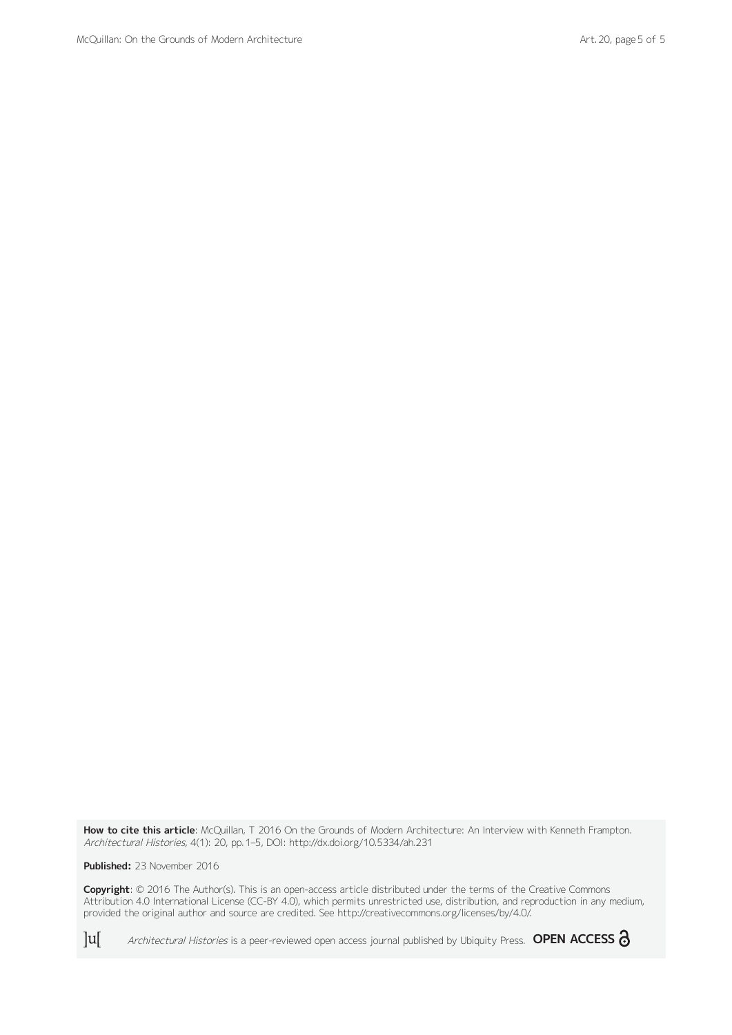**How to cite this article**: McQuillan, T 2016 On the Grounds of Modern Architecture: An Interview with Kenneth Frampton. *Architectural Histories*, 4(1): 20, pp. 1–5, DOI: http://dx.doi.org/10.5334/ah.231

**Published:** 23 November 2016

**Copyright**: © 2016 The Author(s). This is an open-access article distributed under the terms of the Creative Commons Attribution 4.0 International License (CC-BY 4.0), which permits unrestricted use, distribution, and reproduction in any medium, provided the original author and source are credited. See http://creativecommons.org/licenses/by/4.0/.

]u[ *Architectural Histories* is a peer-reviewed open access journal published by Ubiquity Press. **OPEN ACCESS**